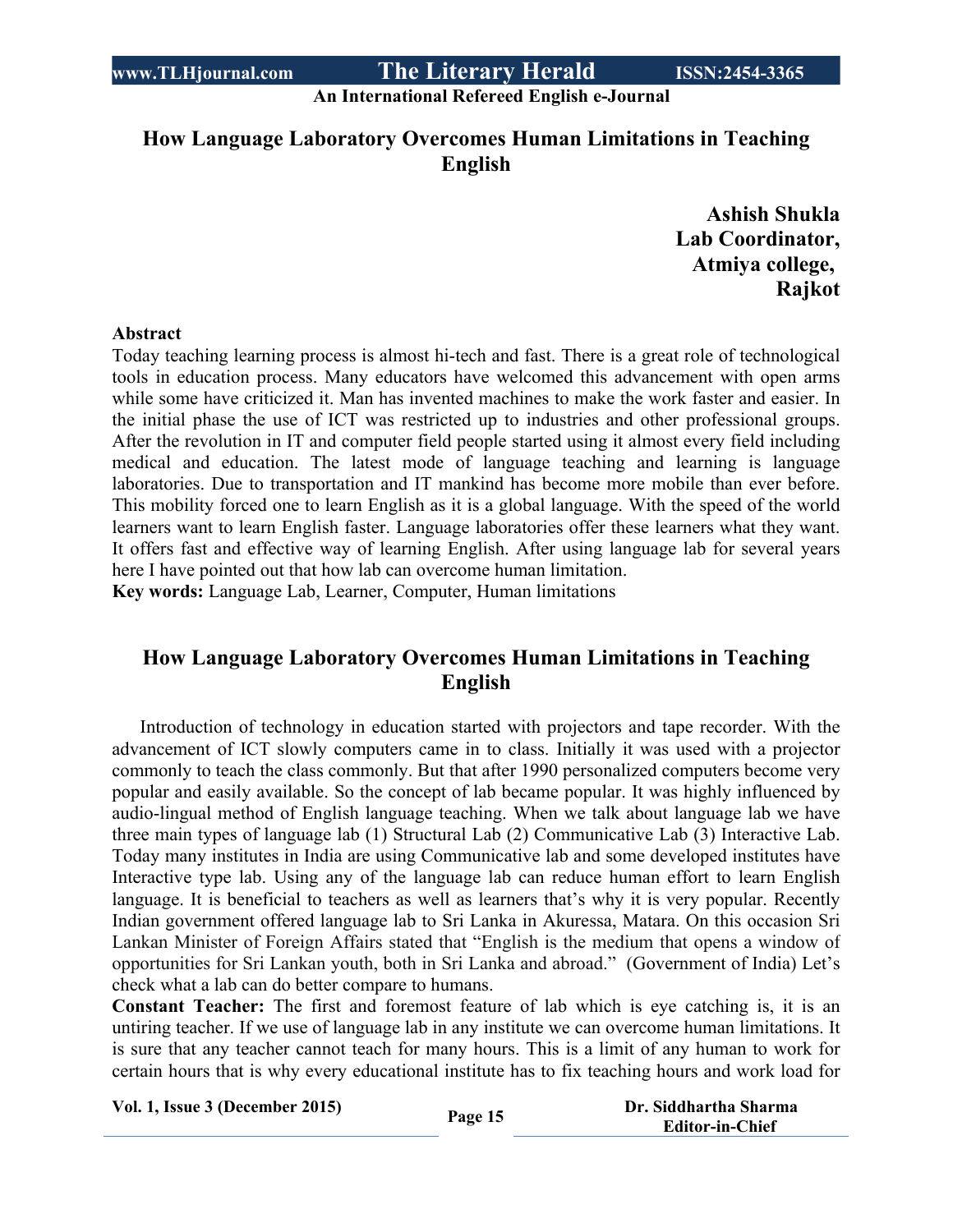# How Language Laboratory Overcomes Human Limitations in Teaching English

**Ashish Shukla**
**Lab Coordinator,**
**Atmiya college,**
**Rajkot**

**Abstract**

Today teaching learning process is almost hi-tech and fast. There is a great role of technological tools in education process. Many educators have welcomed this advancement with open arms while some have criticized it. Man has invented machines to make the work faster and easier. In the initial phase the use of ICT was restricted up to industries and other professional groups. After the revolution in IT and computer field people started using it almost every field including medical and education. The latest mode of language teaching and learning is language laboratories. Due to transportation and IT mankind has become more mobile than ever before. This mobility forced one to learn English as it is a global language. With the speed of the world learners want to learn English faster. Language laboratories offer these learners what they want. It offers fast and effective way of learning English. After using language lab for several years here I have pointed out that how lab can overcome human limitation.

**Key words:** Language Lab, Learner, Computer, Human limitations

## How Language Laboratory Overcomes Human Limitations in Teaching English

Introduction of technology in education started with projectors and tape recorder. With the advancement of ICT slowly computers came in to class. Initially it was used with a projector commonly to teach the class commonly. But that after 1990 personalized computers become very popular and easily available. So the concept of lab became popular. It was highly influenced by audio-lingual method of English language teaching. When we talk about language lab we have three main types of language lab (1) Structural Lab (2) Communicative Lab (3) Interactive Lab. Today many institutes in India are using Communicative lab and some developed institutes have Interactive type lab. Using any of the language lab can reduce human effort to learn English language. It is beneficial to teachers as well as learners that's why it is very popular. Recently Indian government offered language lab to Sri Lanka in Akuressa, Matara. On this occasion Sri Lankan Minister of Foreign Affairs stated that "English is the medium that opens a window of opportunities for Sri Lankan youth, both in Sri Lanka and abroad." (Government of India) Let's check what a lab can do better compare to humans.

**Constant Teacher:** The first and foremost feature of lab which is eye catching is, it is an untiring teacher. If we use of language lab in any institute we can overcome human limitations. It is sure that any teacher cannot teach for many hours. This is a limit of any human to work for certain hours that is why every educational institute has to fix teaching hours and work load for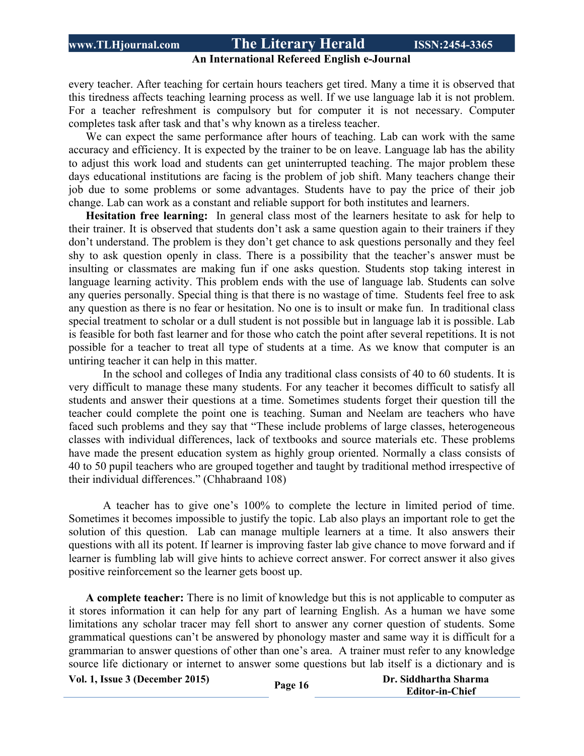every teacher. After teaching for certain hours teachers get tired. Many a time it is observed that this tiredness affects teaching learning process as well. If we use language lab it is not problem. For a teacher refreshment is compulsory but for computer it is not necessary. Computer completes task after task and that's why known as a tireless teacher.

We can expect the same performance after hours of teaching. Lab can work with the same accuracy and efficiency. It is expected by the trainer to be on leave. Language lab has the ability to adjust this work load and students can get uninterrupted teaching. The major problem these days educational institutions are facing is the problem of job shift. Many teachers change their job due to some problems or some advantages. Students have to pay the price of their job change. Lab can work as a constant and reliable support for both institutes and learners.

**Hesitation free learning:** In general class most of the learners hesitate to ask for help to their trainer. It is observed that students don't ask a same question again to their trainers if they don't understand. The problem is they don't get chance to ask questions personally and they feel shy to ask question openly in class. There is a possibility that the teacher's answer must be insulting or classmates are making fun if one asks question. Students stop taking interest in language learning activity. This problem ends with the use of language lab. Students can solve any queries personally. Special thing is that there is no wastage of time. Students feel free to ask any question as there is no fear or hesitation. No one is to insult or make fun. In traditional class special treatment to scholar or a dull student is not possible but in language lab it is possible. Lab is feasible for both fast learner and for those who catch the point after several repetitions. It is not possible for a teacher to treat all type of students at a time. As we know that computer is an untiring teacher it can help in this matter.

In the school and colleges of India any traditional class consists of 40 to 60 students. It is very difficult to manage these many students. For any teacher it becomes difficult to satisfy all students and answer their questions at a time. Sometimes students forget their question till the teacher could complete the point one is teaching. Suman and Neelam are teachers who have faced such problems and they say that "These include problems of large classes, heterogeneous classes with individual differences, lack of textbooks and source materials etc. These problems have made the present education system as highly group oriented. Normally a class consists of 40 to 50 pupil teachers who are grouped together and taught by traditional method irrespective of their individual differences." (Chhabraand 108)

A teacher has to give one's 100% to complete the lecture in limited period of time. Sometimes it becomes impossible to justify the topic. Lab also plays an important role to get the solution of this question. Lab can manage multiple learners at a time. It also answers their questions with all its potent. If learner is improving faster lab give chance to move forward and if learner is fumbling lab will give hints to achieve correct answer. For correct answer it also gives positive reinforcement so the learner gets boost up.

**A complete teacher:** There is no limit of knowledge but this is not applicable to computer as it stores information it can help for any part of learning English. As a human we have some limitations any scholar tracer may fell short to answer any corner question of students. Some grammatical questions can't be answered by phonology master and same way it is difficult for a grammarian to answer questions of other than one's area. A trainer must refer to any knowledge source life dictionary or internet to answer some questions but lab itself is a dictionary and is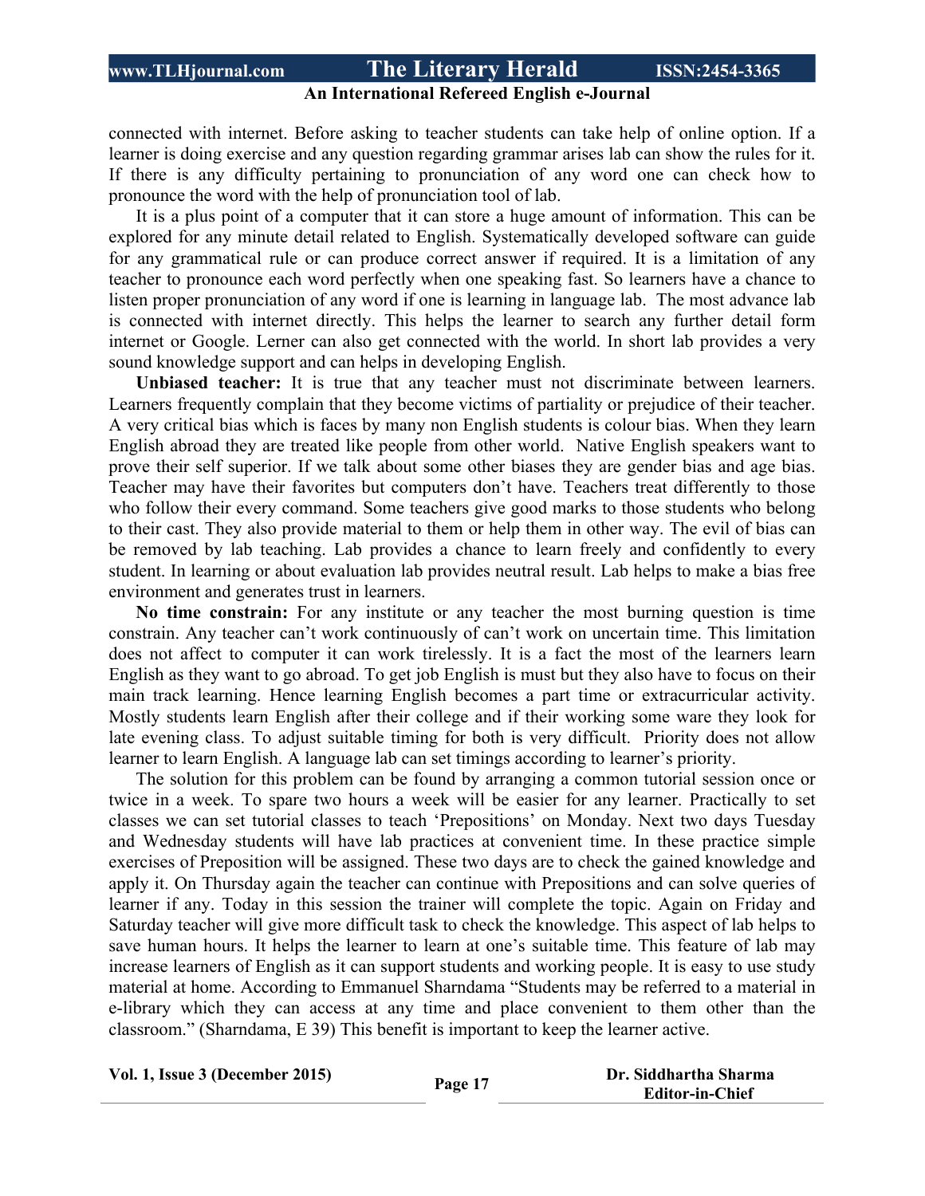connected with internet. Before asking to teacher students can take help of online option. If a learner is doing exercise and any question regarding grammar arises lab can show the rules for it. If there is any difficulty pertaining to pronunciation of any word one can check how to pronounce the word with the help of pronunciation tool of lab.

It is a plus point of a computer that it can store a huge amount of information. This can be explored for any minute detail related to English. Systematically developed software can guide for any grammatical rule or can produce correct answer if required. It is a limitation of any teacher to pronounce each word perfectly when one speaking fast. So learners have a chance to listen proper pronunciation of any word if one is learning in language lab. The most advance lab is connected with internet directly. This helps the learner to search any further detail form internet or Google. Lerner can also get connected with the world. In short lab provides a very sound knowledge support and can helps in developing English.

**Unbiased teacher:** It is true that any teacher must not discriminate between learners. Learners frequently complain that they become victims of partiality or prejudice of their teacher. A very critical bias which is faces by many non English students is colour bias. When they learn English abroad they are treated like people from other world. Native English speakers want to prove their self superior. If we talk about some other biases they are gender bias and age bias. Teacher may have their favorites but computers don't have. Teachers treat differently to those who follow their every command. Some teachers give good marks to those students who belong to their cast. They also provide material to them or help them in other way. The evil of bias can be removed by lab teaching. Lab provides a chance to learn freely and confidently to every student. In learning or about evaluation lab provides neutral result. Lab helps to make a bias free environment and generates trust in learners.

**No time constrain:** For any institute or any teacher the most burning question is time constrain. Any teacher can't work continuously of can't work on uncertain time. This limitation does not affect to computer it can work tirelessly. It is a fact the most of the learners learn English as they want to go abroad. To get job English is must but they also have to focus on their main track learning. Hence learning English becomes a part time or extracurricular activity. Mostly students learn English after their college and if their working some ware they look for late evening class. To adjust suitable timing for both is very difficult. Priority does not allow learner to learn English. A language lab can set timings according to learner's priority.

The solution for this problem can be found by arranging a common tutorial session once or twice in a week. To spare two hours a week will be easier for any learner. Practically to set classes we can set tutorial classes to teach 'Prepositions' on Monday. Next two days Tuesday and Wednesday students will have lab practices at convenient time. In these practice simple exercises of Preposition will be assigned. These two days are to check the gained knowledge and apply it. On Thursday again the teacher can continue with Prepositions and can solve queries of learner if any. Today in this session the trainer will complete the topic. Again on Friday and Saturday teacher will give more difficult task to check the knowledge. This aspect of lab helps to save human hours. It helps the learner to learn at one's suitable time. This feature of lab may increase learners of English as it can support students and working people. It is easy to use study material at home. According to Emmanuel Sharndama "Students may be referred to a material in e-library which they can access at any time and place convenient to them other than the classroom." (Sharndama, E 39) This benefit is important to keep the learner active.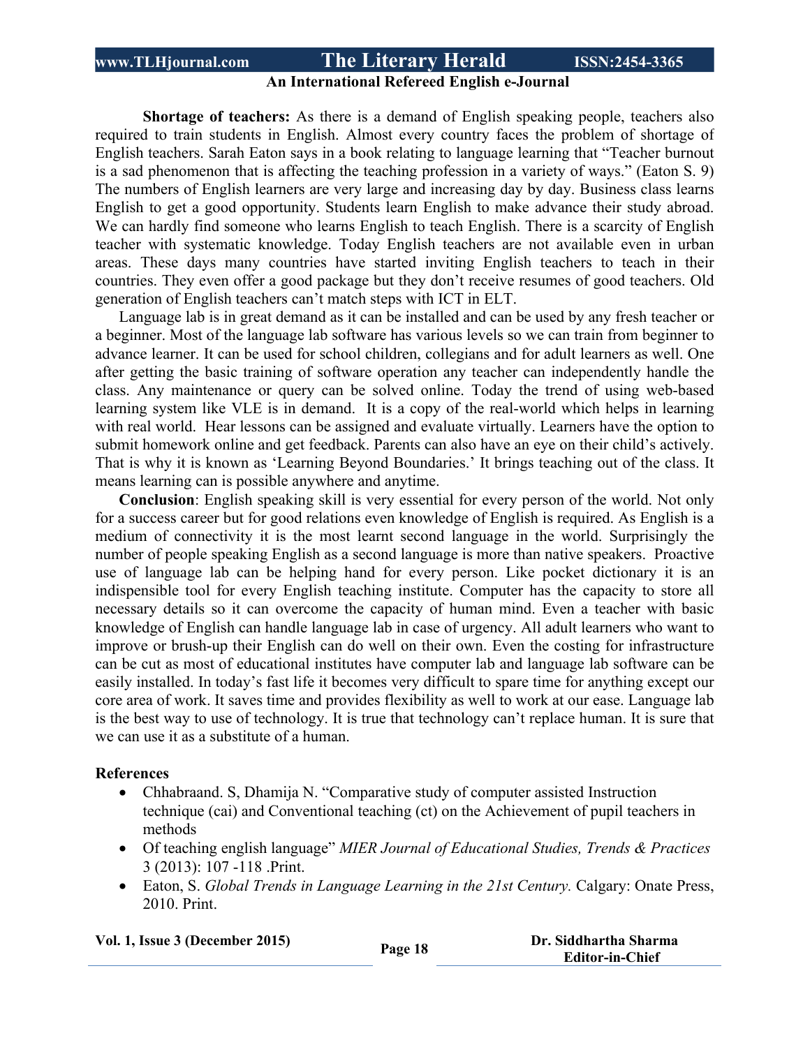**Shortage of teachers:** As there is a demand of English speaking people, teachers also required to train students in English. Almost every country faces the problem of shortage of English teachers. Sarah Eaton says in a book relating to language learning that "Teacher burnout is a sad phenomenon that is affecting the teaching profession in a variety of ways." (Eaton S. 9) The numbers of English learners are very large and increasing day by day. Business class learns English to get a good opportunity. Students learn English to make advance their study abroad. We can hardly find someone who learns English to teach English. There is a scarcity of English teacher with systematic knowledge. Today English teachers are not available even in urban areas. These days many countries have started inviting English teachers to teach in their countries. They even offer a good package but they don't receive resumes of good teachers. Old generation of English teachers can't match steps with ICT in ELT.

Language lab is in great demand as it can be installed and can be used by any fresh teacher or a beginner. Most of the language lab software has various levels so we can train from beginner to advance learner. It can be used for school children, collegians and for adult learners as well. One after getting the basic training of software operation any teacher can independently handle the class. Any maintenance or query can be solved online. Today the trend of using web-based learning system like VLE is in demand. It is a copy of the real-world which helps in learning with real world. Hear lessons can be assigned and evaluate virtually. Learners have the option to submit homework online and get feedback. Parents can also have an eye on their child's actively. That is why it is known as 'Learning Beyond Boundaries.' It brings teaching out of the class. It means learning can is possible anywhere and anytime.

**Conclusion**: English speaking skill is very essential for every person of the world. Not only for a success career but for good relations even knowledge of English is required. As English is a medium of connectivity it is the most learnt second language in the world. Surprisingly the number of people speaking English as a second language is more than native speakers. Proactive use of language lab can be helping hand for every person. Like pocket dictionary it is an indispensible tool for every English teaching institute. Computer has the capacity to store all necessary details so it can overcome the capacity of human mind. Even a teacher with basic knowledge of English can handle language lab in case of urgency. All adult learners who want to improve or brush-up their English can do well on their own. Even the costing for infrastructure can be cut as most of educational institutes have computer lab and language lab software can be easily installed. In today's fast life it becomes very difficult to spare time for anything except our core area of work. It saves time and provides flexibility as well to work at our ease. Language lab is the best way to use of technology. It is true that technology can't replace human. It is sure that we can use it as a substitute of a human.

**References**

- Chhabraand. S, Dhamija N. "Comparative study of computer assisted Instruction technique (cai) and Conventional teaching (ct) on the Achievement of pupil teachers in methods
- Of teaching english language" *MIER Journal of Educational Studies, Trends & Practices* 3 (2013): 107 -118 .Print.
- Eaton, S. *Global Trends in Language Learning in the 21st Century.* Calgary: Onate Press, 2010. Print.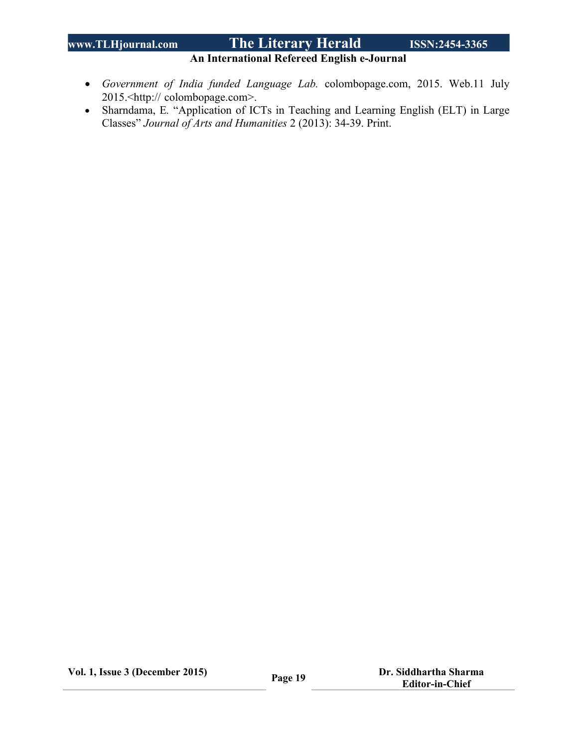- *Government of India funded Language Lab.* colombopage.com, 2015. Web.11 July 2015.<http:// colombopage.com>.
- Sharndama, E. "Application of ICTs in Teaching and Learning English (ELT) in Large Classes" *Journal of Arts and Humanities* 2 (2013): 34-39. Print.